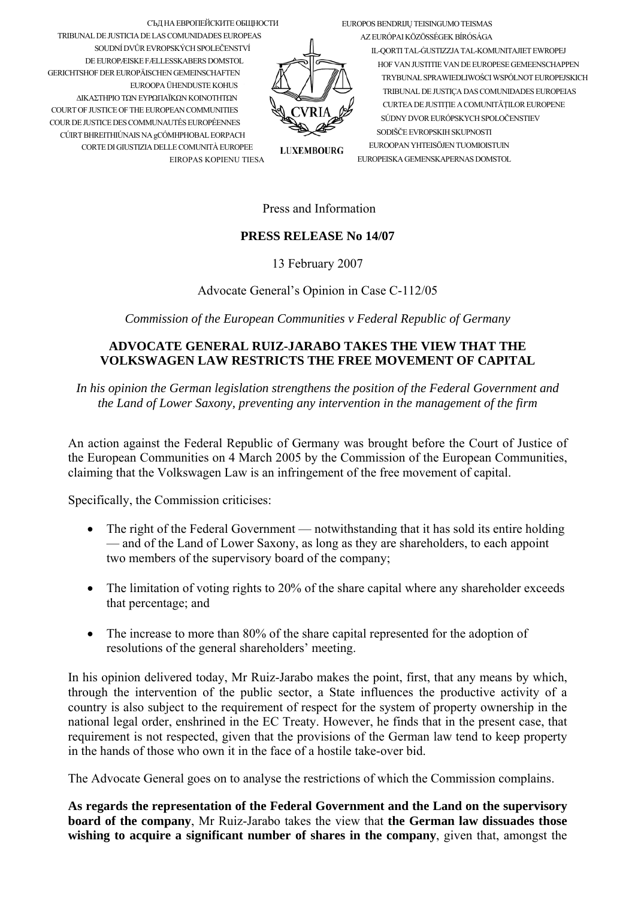СЪД НА ЕВРОПЕЙСКИТЕ ОБЩНОСТИ
TRIBUNAL DE JUSTICIA DE LAS COMUNIDADES EUROPEAS
SOUDNÍ DVŮR EVROPSKÝCH SPOLEČENSTVÍ
DE EUROPÆISKE FÆLLESSKABERS DOMSTOL
GERICHTSHOF DER EUROPÄISCHEN GEMEINSCHAFTEN
EUROOPA ÜHENDUSTE KOHUS
ΔΙΚΑΣΤΗΡΙΟ ΤΩΝ ΕΥΡΩΠΑΪΚΩΝ ΚΟΙΝΟΤΗΤΩΝ
COURT OF JUSTICE OF THE EUROPEAN COMMUNITIES
COUR DE JUSTICE DES COMMUNAUTÉS EUROPÉENNES
CÚIRT BHREITHIÚNAIS NA gCÓMHPHOBAL EORPACH
CORTE DI GIUSTIZIA DELLE COMUNITÀ EUROPEE
EIROPAS KOPIENU TIESA

EUROPOS BENDRIJŲ TEISINGUMO TEISMAS
AZ EURÓPAI KÖZÖSSÉGEK BÍRÓSÁGA
IL-QORTI TAL-ĠUSTIZZJA TAL-KOMUNITAJIET EWROPEJ
HOF VAN JUSTITIE VAN DE EUROPESE GEMEENSCHAPPEN
TRYBUNAŁ SPRAWIEDLIWOŚCI WSPÓLNOT EUROPEJSKICH
TRIBUNAL DE JUSTIÇA DAS COMUNIDADES EUROPEIAS
CURTEA DE JUSTIȚIE A COMUNITĂȚILOR EUROPENE
SÚDNY DVOR EURÓPSKYCH SPOLOČENSTIEV
SODIŠČE EVROPSKIH SKUPNOSTI
EUROOPAN YHTEISÖJEN TUOMIOISTUIN
EUROPEISKA GEMENSKAPERNAS DOMSTOL

CVRIA
LUXEMBOURG

Press and Information

**PRESS RELEASE No 14/07**

13 February 2007

Advocate General's Opinion in Case C-112/05

*Commission of the European Communities v Federal Republic of Germany*

## ADVOCATE GENERAL RUIZ-JARABO TAKES THE VIEW THAT THE VOLKSWAGEN LAW RESTRICTS THE FREE MOVEMENT OF CAPITAL

*In his opinion the German legislation strengthens the position of the Federal Government and the Land of Lower Saxony, preventing any intervention in the management of the firm*

An action against the Federal Republic of Germany was brought before the Court of Justice of the European Communities on 4 March 2005 by the Commission of the European Communities, claiming that the Volkswagen Law is an infringement of the free movement of capital.

Specifically, the Commission criticises:

- The right of the Federal Government — notwithstanding that it has sold its entire holding — and of the Land of Lower Saxony, as long as they are shareholders, to each appoint two members of the supervisory board of the company;
- The limitation of voting rights to 20% of the share capital where any shareholder exceeds that percentage; and
- The increase to more than 80% of the share capital represented for the adoption of resolutions of the general shareholders' meeting.

In his opinion delivered today, Mr Ruiz-Jarabo makes the point, first, that any means by which, through the intervention of the public sector, a State influences the productive activity of a country is also subject to the requirement of respect for the system of property ownership in the national legal order, enshrined in the EC Treaty. However, he finds that in the present case, that requirement is not respected, given that the provisions of the German law tend to keep property in the hands of those who own it in the face of a hostile take-over bid.

The Advocate General goes on to analyse the restrictions of which the Commission complains.

**As regards the representation of the Federal Government and the Land on the supervisory board of the company**, Mr Ruiz-Jarabo takes the view that **the German law dissuades those wishing to acquire a significant number of shares in the company**, given that, amongst the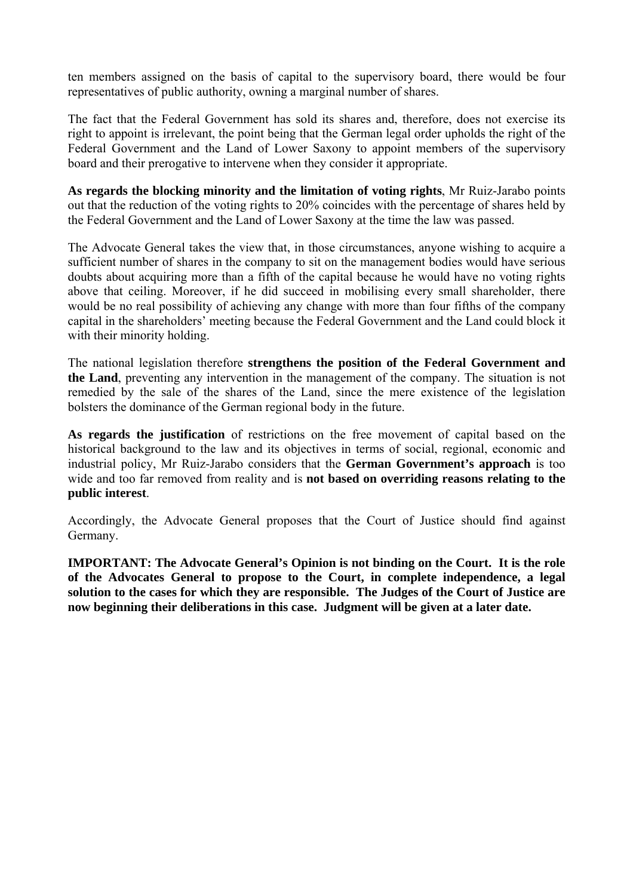ten members assigned on the basis of capital to the supervisory board, there would be four representatives of public authority, owning a marginal number of shares.

The fact that the Federal Government has sold its shares and, therefore, does not exercise its right to appoint is irrelevant, the point being that the German legal order upholds the right of the Federal Government and the Land of Lower Saxony to appoint members of the supervisory board and their prerogative to intervene when they consider it appropriate.

**As regards the blocking minority and the limitation of voting rights**, Mr Ruiz-Jarabo points out that the reduction of the voting rights to 20% coincides with the percentage of shares held by the Federal Government and the Land of Lower Saxony at the time the law was passed.

The Advocate General takes the view that, in those circumstances, anyone wishing to acquire a sufficient number of shares in the company to sit on the management bodies would have serious doubts about acquiring more than a fifth of the capital because he would have no voting rights above that ceiling. Moreover, if he did succeed in mobilising every small shareholder, there would be no real possibility of achieving any change with more than four fifths of the company capital in the shareholders' meeting because the Federal Government and the Land could block it with their minority holding.

The national legislation therefore **strengthens the position of the Federal Government and the Land**, preventing any intervention in the management of the company. The situation is not remedied by the sale of the shares of the Land, since the mere existence of the legislation bolsters the dominance of the German regional body in the future.

**As regards the justification** of restrictions on the free movement of capital based on the historical background to the law and its objectives in terms of social, regional, economic and industrial policy, Mr Ruiz-Jarabo considers that the **German Government's approach** is too wide and too far removed from reality and is **not based on overriding reasons relating to the public interest**.

Accordingly, the Advocate General proposes that the Court of Justice should find against Germany.

**IMPORTANT: The Advocate General's Opinion is not binding on the Court. It is the role of the Advocates General to propose to the Court, in complete independence, a legal solution to the cases for which they are responsible. The Judges of the Court of Justice are now beginning their deliberations in this case. Judgment will be given at a later date.**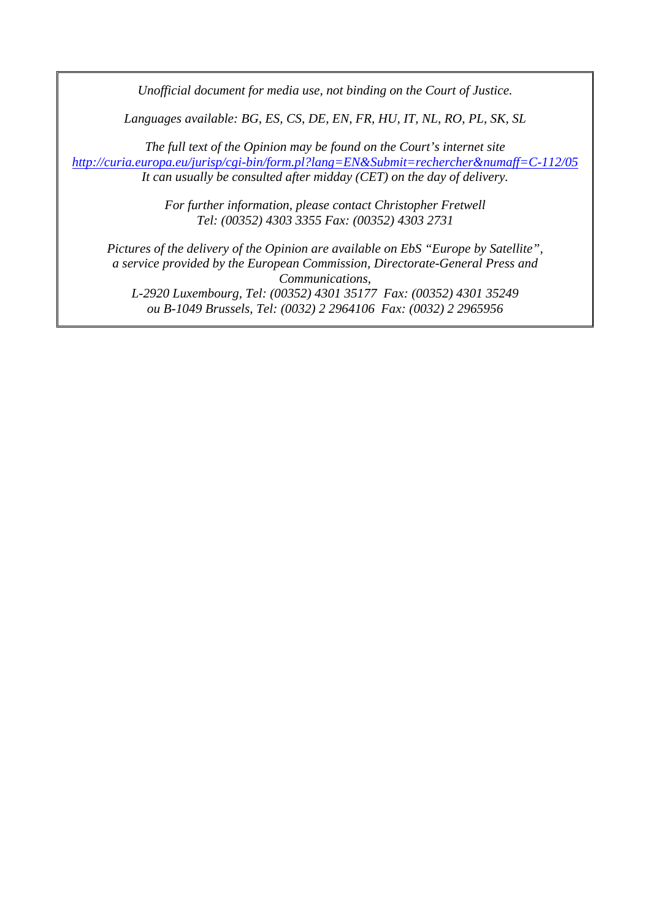*Unofficial document for media use, not binding on the Court of Justice.*

*Languages available: BG, ES, CS, DE, EN, FR, HU, IT, NL, RO, PL, SK, SL*

*The full text of the Opinion may be found on the Court's internet site*
*http://curia.europa.eu/jurisp/cgi-bin/form.pl?lang=EN&Submit=rechercher&numaff=C-112/05*
*It can usually be consulted after midday (CET) on the day of delivery.*

*For further information, please contact Christopher Fretwell*
*Tel: (00352) 4303 3355 Fax: (00352) 4303 2731*

*Pictures of the delivery of the Opinion are available on EbS "Europe by Satellite", a service provided by the European Commission, Directorate-General Press and Communications,*
*L-2920 Luxembourg, Tel: (00352) 4301 35177 Fax: (00352) 4301 35249*
*ou B-1049 Brussels, Tel: (0032) 2 2964106 Fax: (0032) 2 2965956*